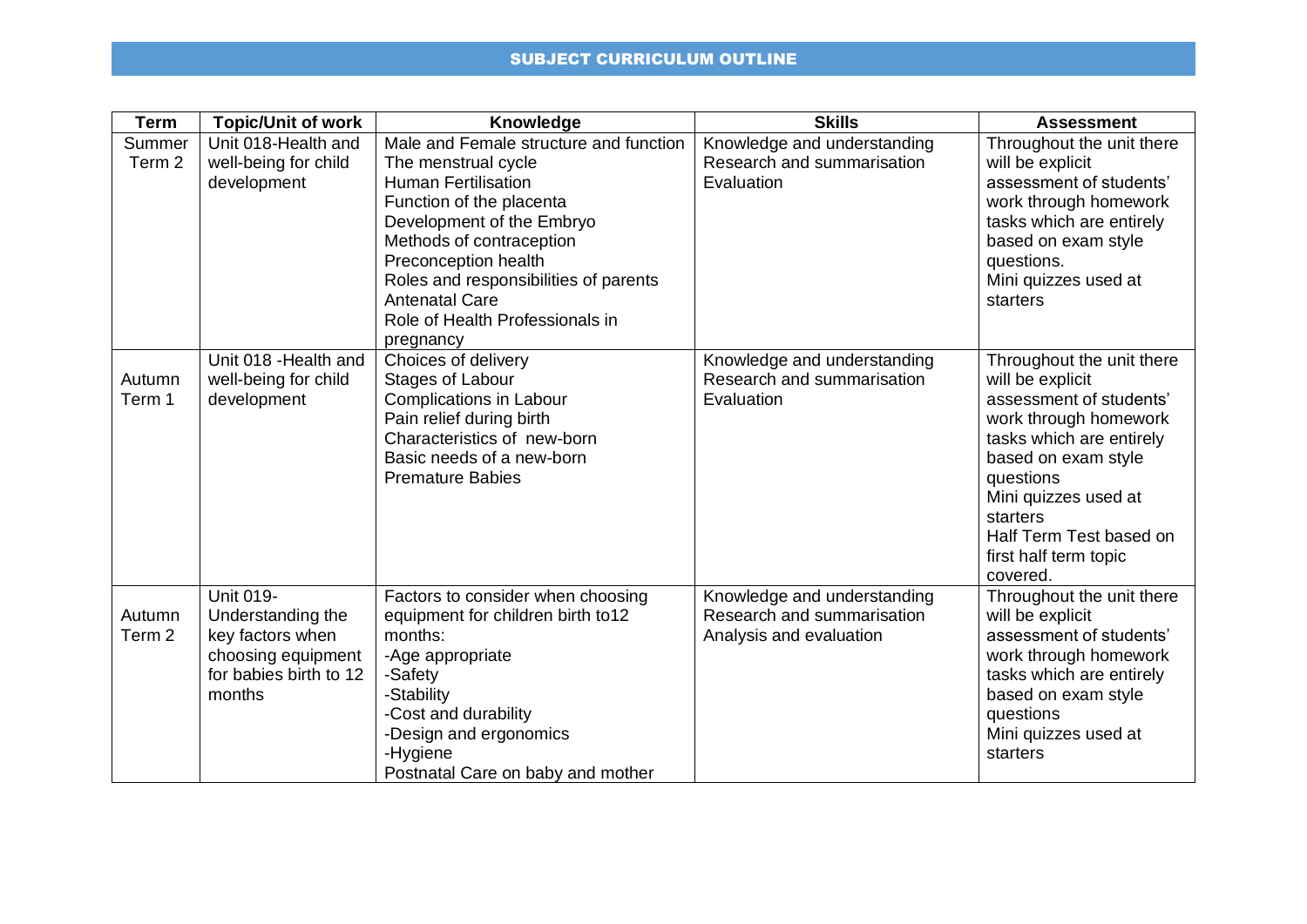# SUBJECT CURRICULUM OUTLINE

| Term | Topic/Unit of work | Knowledge | Skills | Assessment |
|---|---|---|---|---|
| Summer Term 2 | Unit 018-Health and well-being for child development | Male and Female structure and function<br>The menstrual cycle<br>Human Fertilisation<br>Function of the placenta<br>Development of the Embryo<br>Methods of contraception<br>Preconception health<br>Roles and responsibilities of parents<br>Antenatal Care<br>Role of Health Professionals in pregnancy | Knowledge and understanding<br>Research and summarisation<br>Evaluation | Throughout the unit there will be explicit assessment of students' work through homework tasks which are entirely based on exam style questions.<br>Mini quizzes used at starters |
| Autumn Term 1 | Unit 018 -Health and well-being for child development | Choices of delivery<br>Stages of Labour<br>Complications in Labour<br>Pain relief during birth<br>Characteristics of new-born<br>Basic needs of a new-born<br>Premature Babies | Knowledge and understanding<br>Research and summarisation<br>Evaluation | Throughout the unit there will be explicit assessment of students' work through homework tasks which are entirely based on exam style questions<br>Mini quizzes used at starters<br>Half Term Test based on first half term topic covered. |
| Autumn Term 2 | Unit 019-Understanding the key factors when choosing equipment for babies birth to 12 months | Factors to consider when choosing equipment for children birth to12 months:<br>-Age appropriate<br>-Safety<br>-Stability<br>-Cost and durability<br>-Design and ergonomics<br>-Hygiene<br>Postnatal Care on baby and mother | Knowledge and understanding<br>Research and summarisation<br>Analysis and evaluation | Throughout the unit there will be explicit assessment of students' work through homework tasks which are entirely based on exam style questions<br>Mini quizzes used at starters |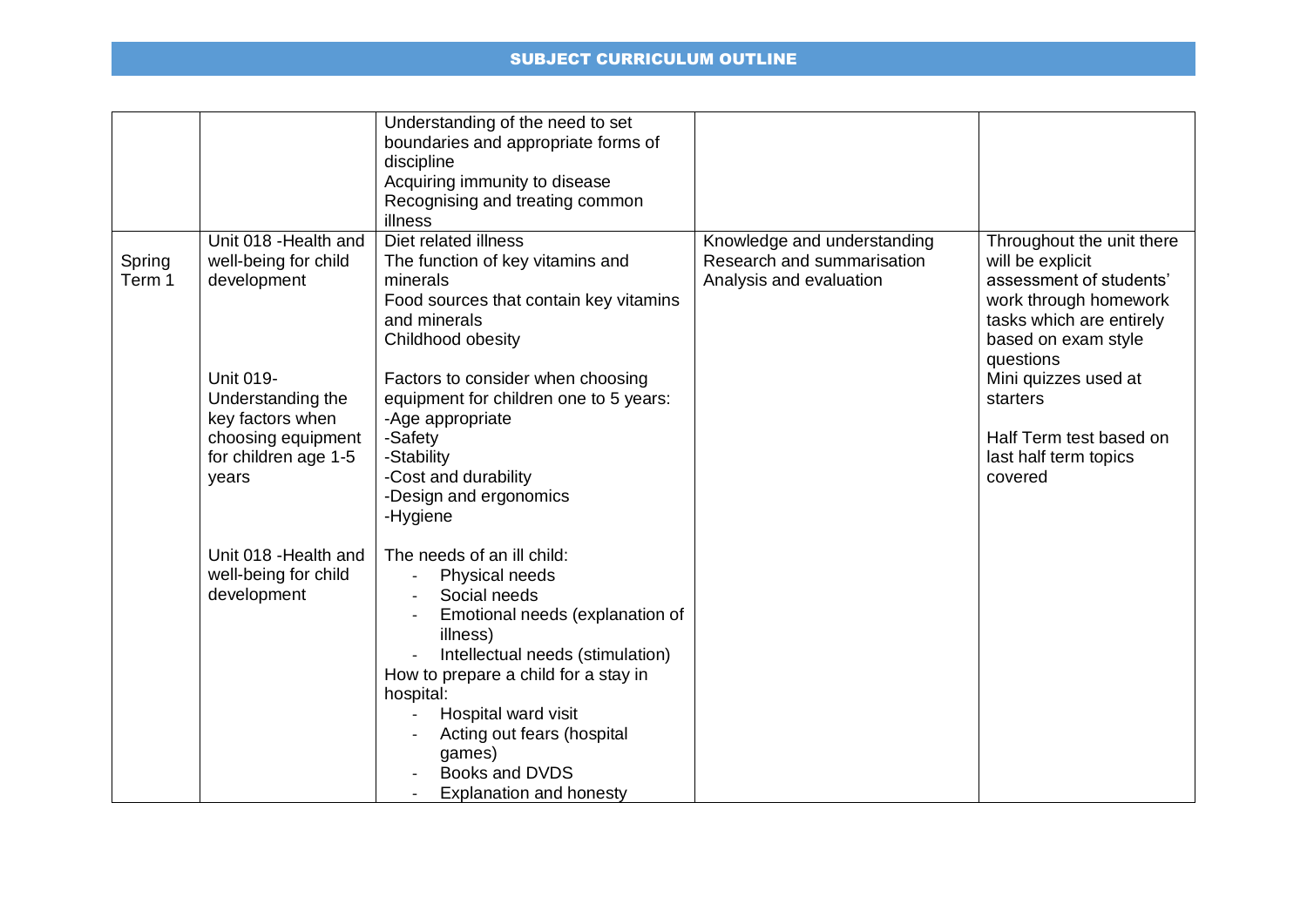## SUBJECT CURRICULUM OUTLINE

| | | | | |
|---|---|---|---|---|
| | | Understanding of the need to set boundaries and appropriate forms of discipline<br>Acquiring immunity to disease<br>Recognising and treating common illness | | |
| Spring Term 1 | Unit 018 -Health and well-being for child development<br><br>Unit 019- Understanding the key factors when choosing equipment for children age 1-5 years<br><br>Unit 018 -Health and well-being for child development | Diet related illness<br>The function of key vitamins and minerals<br>Food sources that contain key vitamins and minerals<br>Childhood obesity<br><br>Factors to consider when choosing equipment for children one to 5 years:<br>-Age appropriate<br>-Safety<br>-Stability<br>-Cost and durability<br>-Design and ergonomics<br>-Hygiene<br><br>The needs of an ill child:<br>- Physical needs<br>- Social needs<br>- Emotional needs (explanation of illness)<br>- Intellectual needs (stimulation)<br>How to prepare a child for a stay in hospital:<br>- Hospital ward visit<br>- Acting out fears (hospital games)<br>- Books and DVDS<br>- Explanation and honesty | Knowledge and understanding<br>Research and summarisation<br>Analysis and evaluation | Throughout the unit there will be explicit assessment of students' work through homework tasks which are entirely based on exam style questions<br>Mini quizzes used at starters<br><br>Half Term test based on last half term topics covered |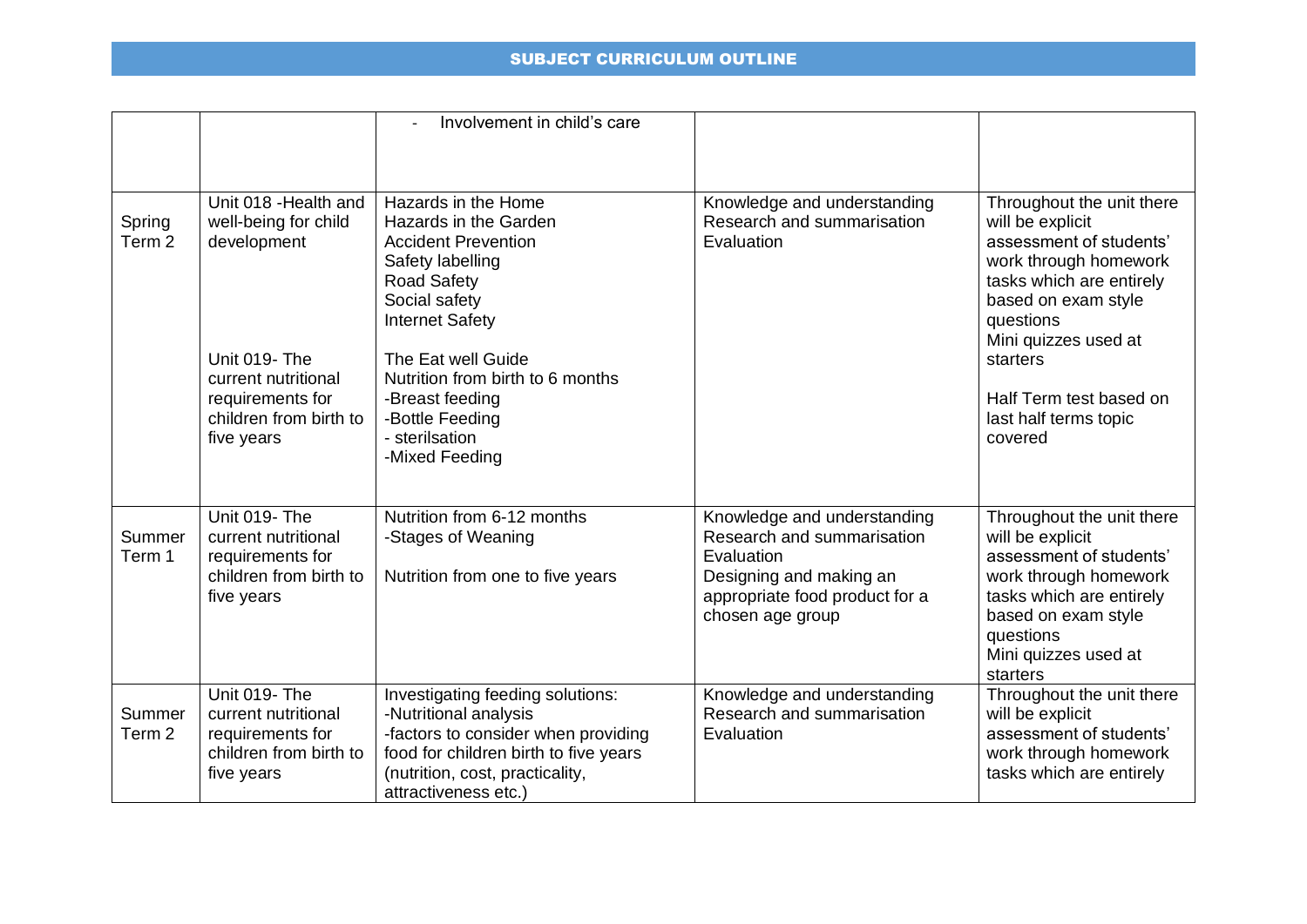## SUBJECT CURRICULUM OUTLINE

| | | | | |
|---|---|---|---|---|
| | | - Involvement in child's care | | |
| Spring Term 2 | Unit 018 -Health and well-being for child development<br><br>Unit 019- The current nutritional requirements for children from birth to five years | Hazards in the Home<br>Hazards in the Garden<br>Accident Prevention<br>Safety labelling<br>Road Safety<br>Social safety<br>Internet Safety<br><br>The Eat well Guide<br>Nutrition from birth to 6 months<br>-Breast feeding<br>-Bottle Feeding<br>- sterilsation<br>-Mixed Feeding | Knowledge and understanding<br>Research and summarisation<br>Evaluation | Throughout the unit there will be explicit assessment of students' work through homework tasks which are entirely based on exam style questions<br>Mini quizzes used at starters<br><br>Half Term test based on last half terms topic covered |
| Summer Term 1 | Unit 019- The current nutritional requirements for children from birth to five years | Nutrition from 6-12 months<br>-Stages of Weaning<br><br>Nutrition from one to five years | Knowledge and understanding<br>Research and summarisation<br>Evaluation<br>Designing and making an appropriate food product for a chosen age group | Throughout the unit there will be explicit assessment of students' work through homework tasks which are entirely based on exam style questions<br>Mini quizzes used at starters |
| Summer Term 2 | Unit 019- The current nutritional requirements for children from birth to five years | Investigating feeding solutions:<br>-Nutritional analysis<br>-factors to consider when providing food for children birth to five years (nutrition, cost, practicality, attractiveness etc.) | Knowledge and understanding<br>Research and summarisation<br>Evaluation | Throughout the unit there will be explicit assessment of students' work through homework tasks which are entirely |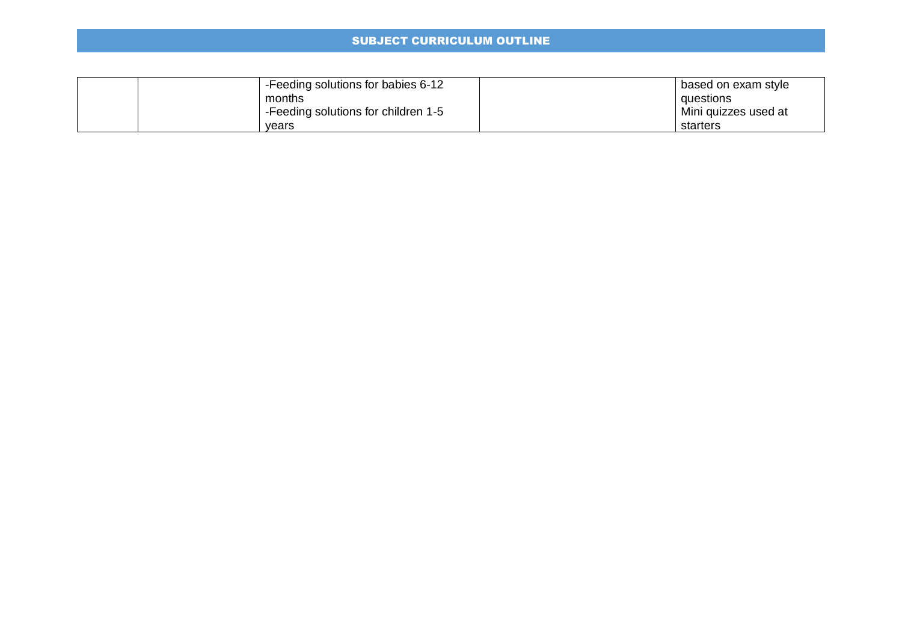| | | | | |
|---|---|---|---|---|
| | | -Feeding solutions for babies 6-12 months<br>-Feeding solutions for children 1-5 years | | based on exam style questions<br>Mini quizzes used at starters |